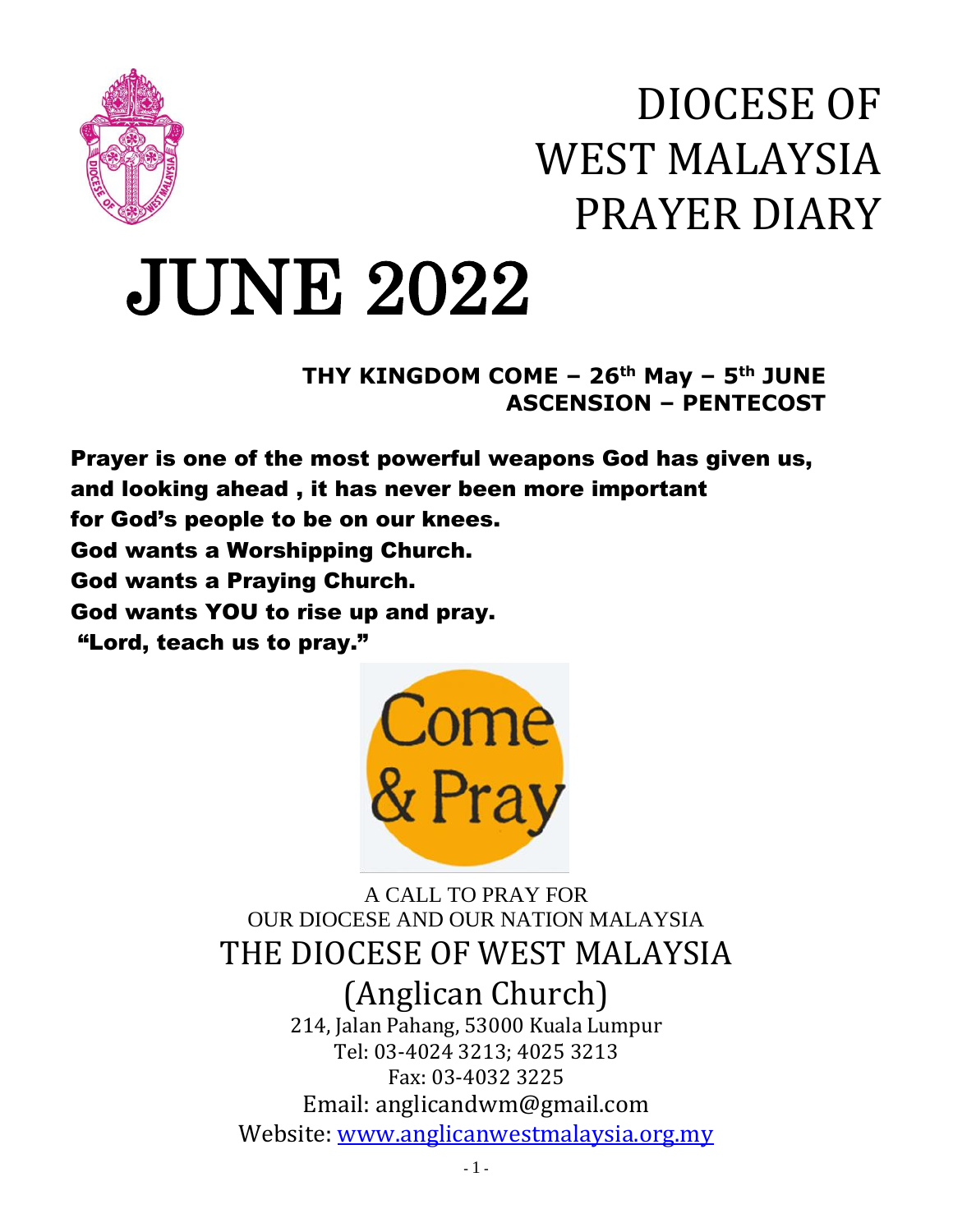# DIOCESE OF WEST MALAYSIA PRAYER DIARY

# JUNE 2022

**THY KINGDOM COME – 26th May – 5th JUNE**
**ASCENSION – PENTECOST**

**Prayer is one of the most powerful weapons God has given us, and looking ahead , it has never been more important for God's people to be on our knees.**
**God wants a Worshipping Church.**
**God wants a Praying Church.**
**God wants YOU to rise up and pray.**
**"Lord, teach us to pray."**

Come & Pray

A CALL TO PRAY FOR
OUR DIOCESE AND OUR NATION MALAYSIA

## THE DIOCESE OF WEST MALAYSIA (Anglican Church)

214, Jalan Pahang, 53000 Kuala Lumpur
Tel: 03-4024 3213; 4025 3213
Fax: 03-4032 3225
Email: anglicandwm@gmail.com
Website: [www.anglicanwestmalaysia.org.my](http://www.anglicanwestmalaysia.org.my)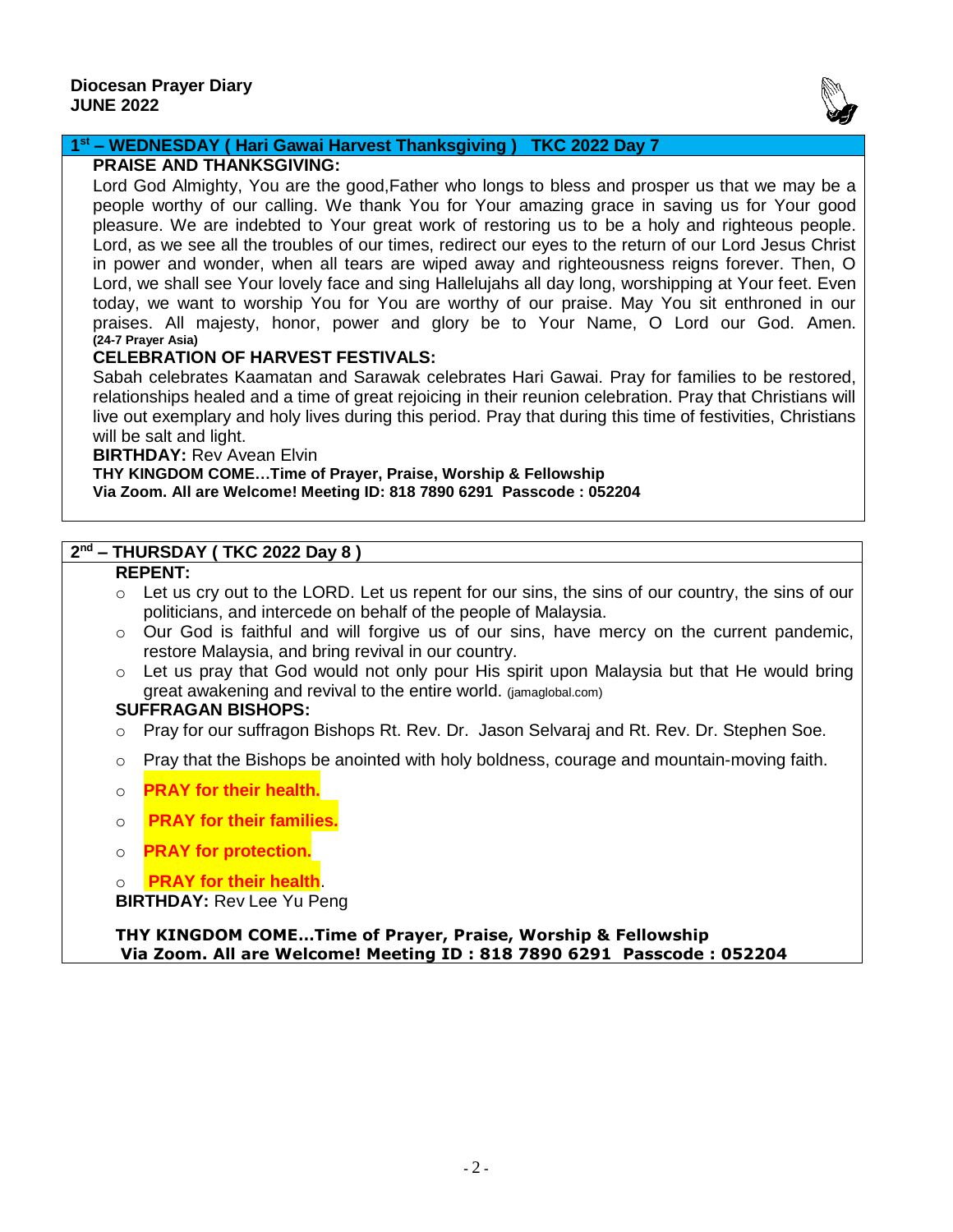**Diocesan Prayer Diary**
**JUNE 2022**

## 1st – WEDNESDAY ( Hari Gawai Harvest Thanksgiving ) TKC 2022 Day 7

**PRAISE AND THANKSGIVING:**

Lord God Almighty, You are the good,Father who longs to bless and prosper us that we may be a people worthy of our calling. We thank You for Your amazing grace in saving us for Your good pleasure. We are indebted to Your great work of restoring us to be a holy and righteous people. Lord, as we see all the troubles of our times, redirect our eyes to the return of our Lord Jesus Christ in power and wonder, when all tears are wiped away and righteousness reigns forever. Then, O Lord, we shall see Your lovely face and sing Hallelujahs all day long, worshipping at Your feet. Even today, we want to worship You for You are worthy of our praise. May You sit enthroned in our praises. All majesty, honor, power and glory be to Your Name, O Lord our God. Amen. **(24-7 Prayer Asia)**

**CELEBRATION OF HARVEST FESTIVALS:**

Sabah celebrates Kaamatan and Sarawak celebrates Hari Gawai. Pray for families to be restored, relationships healed and a time of great rejoicing in their reunion celebration. Pray that Christians will live out exemplary and holy lives during this period. Pray that during this time of festivities, Christians will be salt and light.

**BIRTHDAY:** Rev Avean Elvin

**THY KINGDOM COME…Time of Prayer, Praise, Worship & Fellowship**
**Via Zoom. All are Welcome! Meeting ID: 818 7890 6291 Passcode : 052204**

## 2nd – THURSDAY ( TKC 2022 Day 8 )

**REPENT:**

- Let us cry out to the LORD. Let us repent for our sins, the sins of our country, the sins of our politicians, and intercede on behalf of the people of Malaysia.
- Our God is faithful and will forgive us of our sins, have mercy on the current pandemic, restore Malaysia, and bring revival in our country.
- Let us pray that God would not only pour His spirit upon Malaysia but that He would bring great awakening and revival to the entire world. (jamaglobal.com)

**SUFFRAGAN BISHOPS:**

- Pray for our suffragon Bishops Rt. Rev. Dr. Jason Selvaraj and Rt. Rev. Dr. Stephen Soe.
- Pray that the Bishops be anointed with holy boldness, courage and mountain-moving faith.
- **PRAY for their health.**
- **PRAY for their families.**
- **PRAY for protection.**
- **PRAY for their health**.

**BIRTHDAY:** Rev Lee Yu Peng

**THY KINGDOM COME…Time of Prayer, Praise, Worship & Fellowship**
**Via Zoom. All are Welcome! Meeting ID : 818 7890 6291 Passcode : 052204**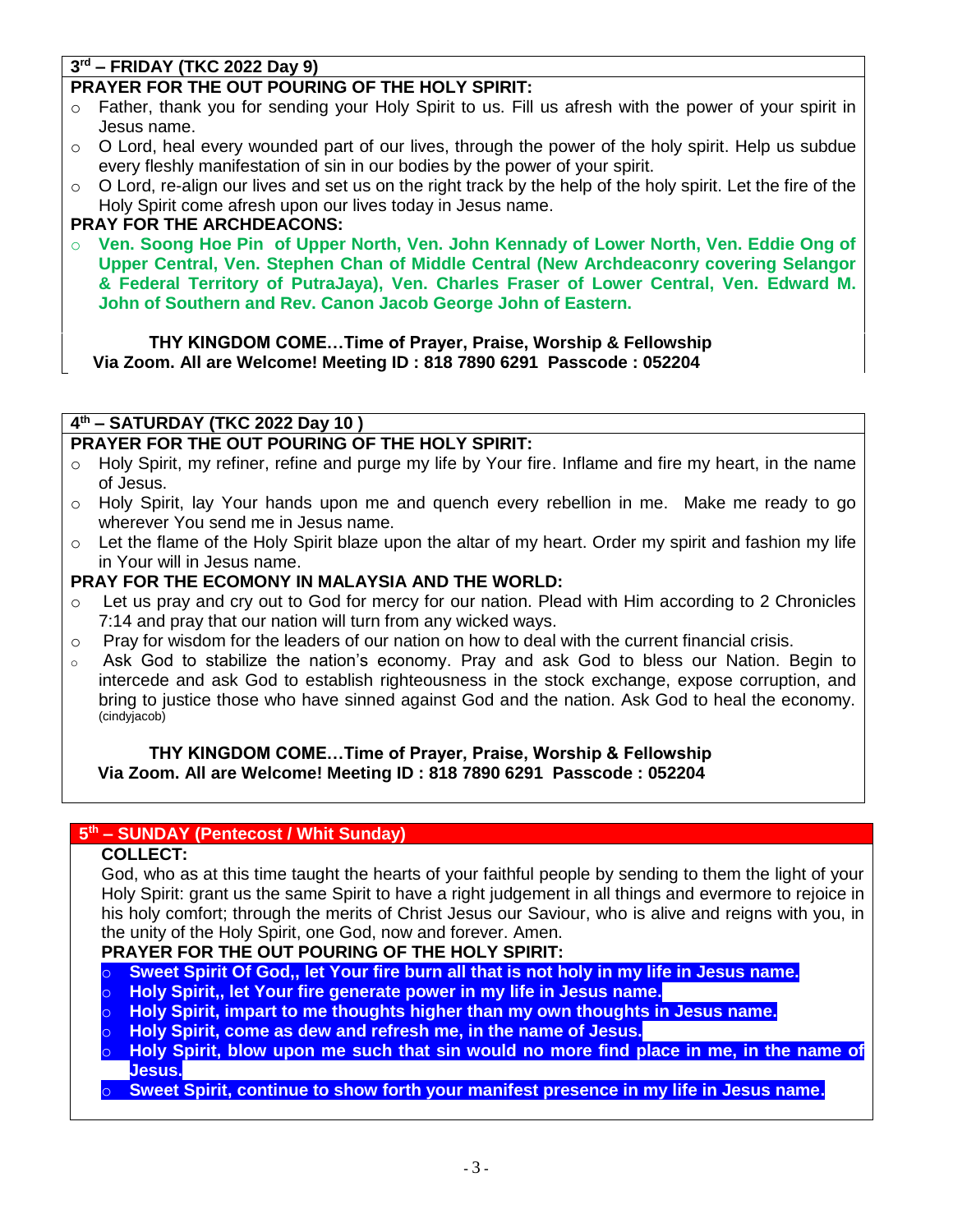### 3rd – FRIDAY (TKC 2022 Day 9)

**PRAYER FOR THE OUT POURING OF THE HOLY SPIRIT:**

- Father, thank you for sending your Holy Spirit to us. Fill us afresh with the power of your spirit in Jesus name.
- O Lord, heal every wounded part of our lives, through the power of the holy spirit. Help us subdue every fleshly manifestation of sin in our bodies by the power of your spirit.
- O Lord, re-align our lives and set us on the right track by the help of the holy spirit. Let the fire of the Holy Spirit come afresh upon our lives today in Jesus name.

**PRAY FOR THE ARCHDEACONS:**

- **Ven. Soong Hoe Pin of Upper North, Ven. John Kennady of Lower North, Ven. Eddie Ong of Upper Central, Ven. Stephen Chan of Middle Central (New Archdeaconry covering Selangor & Federal Territory of PutraJaya), Ven. Charles Fraser of Lower Central, Ven. Edward M. John of Southern and Rev. Canon Jacob George John of Eastern.**

**THY KINGDOM COME…Time of Prayer, Praise, Worship & Fellowship**
**Via Zoom. All are Welcome! Meeting ID : 818 7890 6291 Passcode : 052204**

### 4th – SATURDAY (TKC 2022 Day 10 )

**PRAYER FOR THE OUT POURING OF THE HOLY SPIRIT:**

- Holy Spirit, my refiner, refine and purge my life by Your fire. Inflame and fire my heart, in the name of Jesus.
- Holy Spirit, lay Your hands upon me and quench every rebellion in me. Make me ready to go wherever You send me in Jesus name.
- Let the flame of the Holy Spirit blaze upon the altar of my heart. Order my spirit and fashion my life in Your will in Jesus name.

**PRAY FOR THE ECOMONY IN MALAYSIA AND THE WORLD:**

- Let us pray and cry out to God for mercy for our nation. Plead with Him according to 2 Chronicles 7:14 and pray that our nation will turn from any wicked ways.
- Pray for wisdom for the leaders of our nation on how to deal with the current financial crisis.
- Ask God to stabilize the nation's economy. Pray and ask God to bless our Nation. Begin to intercede and ask God to establish righteousness in the stock exchange, expose corruption, and bring to justice those who have sinned against God and the nation. Ask God to heal the economy. (cindyjacob)

**THY KINGDOM COME…Time of Prayer, Praise, Worship & Fellowship**
**Via Zoom. All are Welcome! Meeting ID : 818 7890 6291 Passcode : 052204**

### 5th – SUNDAY (Pentecost / Whit Sunday)

**COLLECT:**

God, who as at this time taught the hearts of your faithful people by sending to them the light of your Holy Spirit: grant us the same Spirit to have a right judgement in all things and evermore to rejoice in his holy comfort; through the merits of Christ Jesus our Saviour, who is alive and reigns with you, in the unity of the Holy Spirit, one God, now and forever. Amen.

**PRAYER FOR THE OUT POURING OF THE HOLY SPIRIT:**

- **Sweet Spirit Of God,, let Your fire burn all that is not holy in my life in Jesus name.**
- **Holy Spirit,, let Your fire generate power in my life in Jesus name.**
- **Holy Spirit, impart to me thoughts higher than my own thoughts in Jesus name.**
- **Holy Spirit, come as dew and refresh me, in the name of Jesus.**
- **Holy Spirit, blow upon me such that sin would no more find place in me, in the name of Jesus.**
- **Sweet Spirit, continue to show forth your manifest presence in my life in Jesus name.**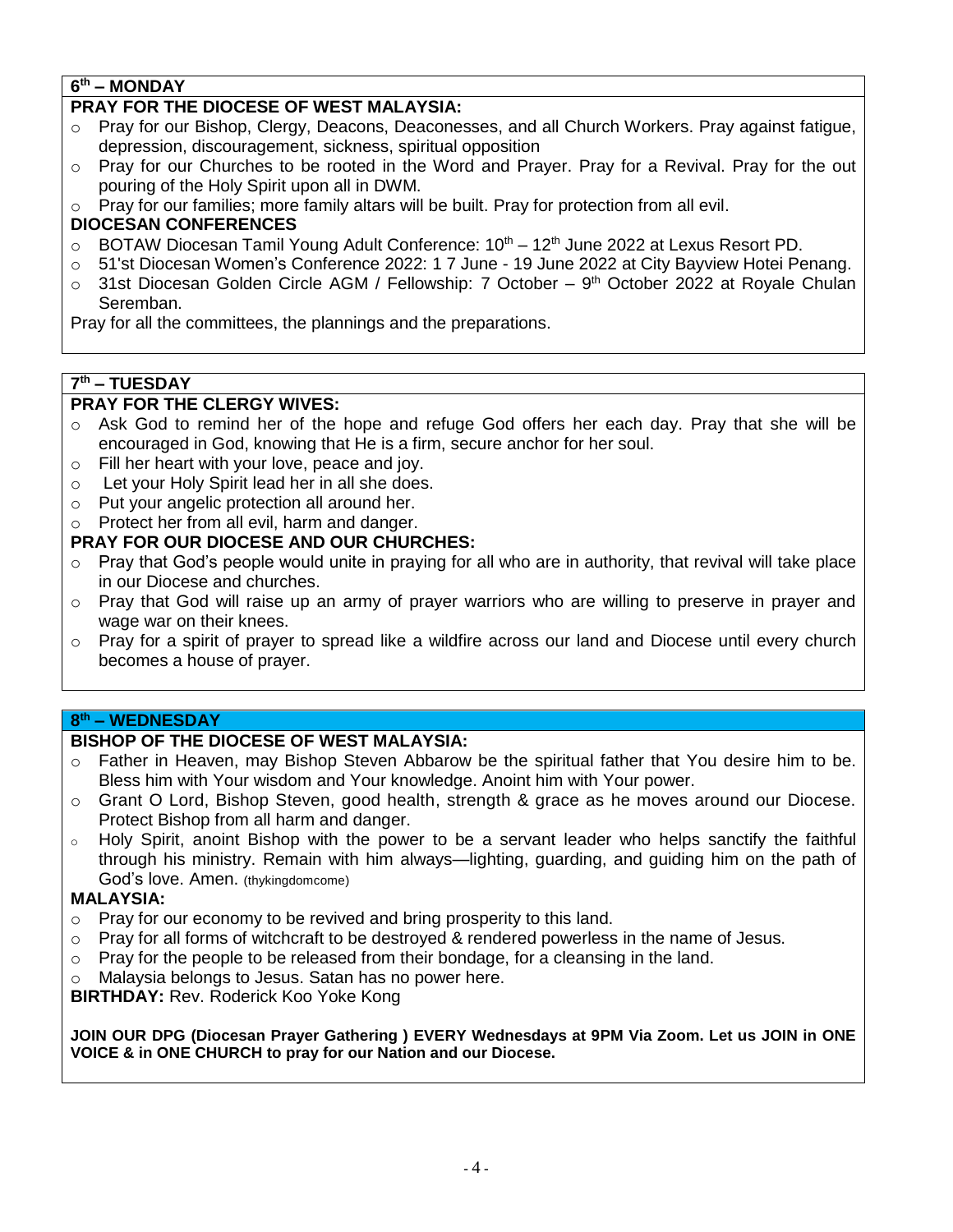## 6th – MONDAY

**PRAY FOR THE DIOCESE OF WEST MALAYSIA:**

- Pray for our Bishop, Clergy, Deacons, Deaconesses, and all Church Workers. Pray against fatigue, depression, discouragement, sickness, spiritual opposition
- Pray for our Churches to be rooted in the Word and Prayer. Pray for a Revival. Pray for the out pouring of the Holy Spirit upon all in DWM.
- Pray for our families; more family altars will be built. Pray for protection from all evil.

**DIOCESAN CONFERENCES**

- BOTAW Diocesan Tamil Young Adult Conference: 10th – 12th June 2022 at Lexus Resort PD.
- 51'st Diocesan Women's Conference 2022: 1 7 June - 19 June 2022 at City Bayview Hotei Penang.
- 31st Diocesan Golden Circle AGM / Fellowship: 7 October – 9th October 2022 at Royale Chulan Seremban.

Pray for all the committees, the plannings and the preparations.

## 7th – TUESDAY

**PRAY FOR THE CLERGY WIVES:**

- Ask God to remind her of the hope and refuge God offers her each day. Pray that she will be encouraged in God, knowing that He is a firm, secure anchor for her soul.
- Fill her heart with your love, peace and joy.
- Let your Holy Spirit lead her in all she does.
- Put your angelic protection all around her.
- Protect her from all evil, harm and danger.

**PRAY FOR OUR DIOCESE AND OUR CHURCHES:**

- Pray that God's people would unite in praying for all who are in authority, that revival will take place in our Diocese and churches.
- Pray that God will raise up an army of prayer warriors who are willing to preserve in prayer and wage war on their knees.
- Pray for a spirit of prayer to spread like a wildfire across our land and Diocese until every church becomes a house of prayer.

## 8th – WEDNESDAY

**BISHOP OF THE DIOCESE OF WEST MALAYSIA:**

- Father in Heaven, may Bishop Steven Abbarow be the spiritual father that You desire him to be. Bless him with Your wisdom and Your knowledge. Anoint him with Your power.
- Grant O Lord, Bishop Steven, good health, strength & grace as he moves around our Diocese. Protect Bishop from all harm and danger.
- Holy Spirit, anoint Bishop with the power to be a servant leader who helps sanctify the faithful through his ministry. Remain with him always—lighting, guarding, and guiding him on the path of God's love. Amen. (thykingdomcome)

**MALAYSIA:**

- Pray for our economy to be revived and bring prosperity to this land.
- Pray for all forms of witchcraft to be destroyed & rendered powerless in the name of Jesus.
- Pray for the people to be released from their bondage, for a cleansing in the land.
- Malaysia belongs to Jesus. Satan has no power here.

**BIRTHDAY:** Rev. Roderick Koo Yoke Kong

**JOIN OUR DPG (Diocesan Prayer Gathering ) EVERY Wednesdays at 9PM Via Zoom. Let us JOIN in ONE VOICE & in ONE CHURCH to pray for our Nation and our Diocese.**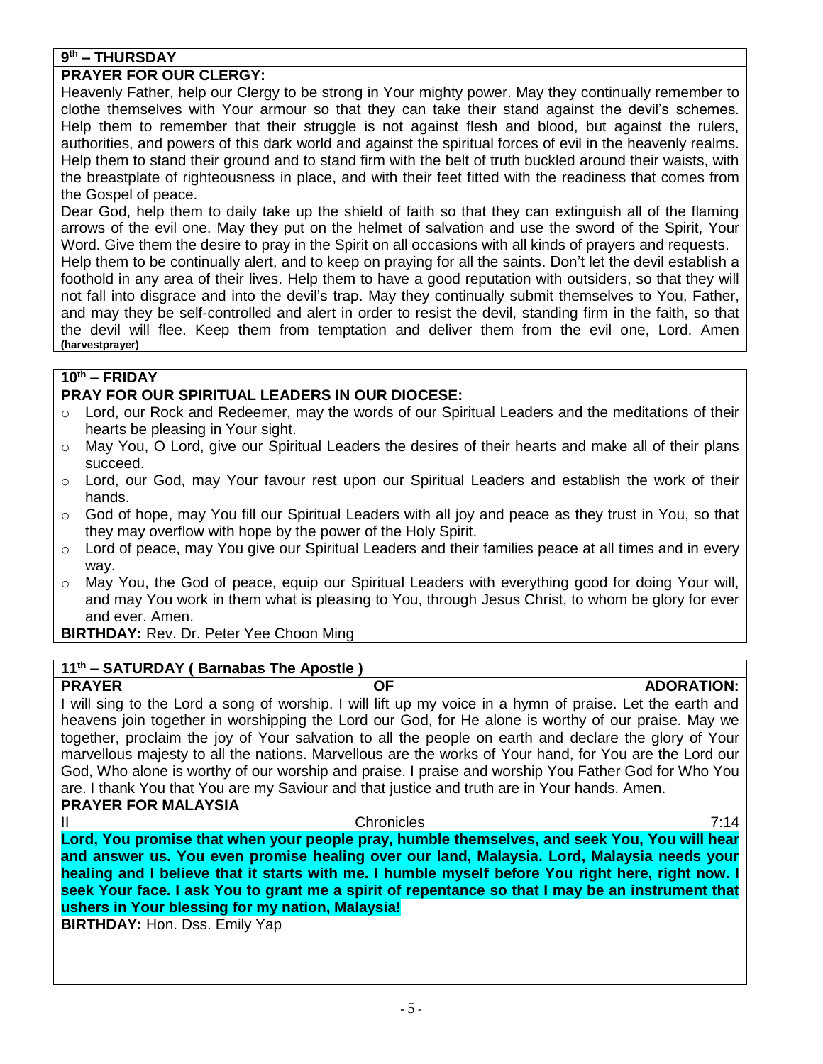## 9th – THURSDAY

**PRAYER FOR OUR CLERGY:**

Heavenly Father, help our Clergy to be strong in Your mighty power. May they continually remember to clothe themselves with Your armour so that they can take their stand against the devil's schemes. Help them to remember that their struggle is not against flesh and blood, but against the rulers, authorities, and powers of this dark world and against the spiritual forces of evil in the heavenly realms. Help them to stand their ground and to stand firm with the belt of truth buckled around their waists, with the breastplate of righteousness in place, and with their feet fitted with the readiness that comes from the Gospel of peace.

Dear God, help them to daily take up the shield of faith so that they can extinguish all of the flaming arrows of the evil one. May they put on the helmet of salvation and use the sword of the Spirit, Your Word. Give them the desire to pray in the Spirit on all occasions with all kinds of prayers and requests.

Help them to be continually alert, and to keep on praying for all the saints. Don't let the devil establish a foothold in any area of their lives. Help them to have a good reputation with outsiders, so that they will not fall into disgrace and into the devil's trap. May they continually submit themselves to You, Father, and may they be self-controlled and alert in order to resist the devil, standing firm in the faith, so that the devil will flee. Keep them from temptation and deliver them from the evil one, Lord. Amen **(harvestprayer)**

## 10th – FRIDAY

**PRAY FOR OUR SPIRITUAL LEADERS IN OUR DIOCESE:**

- Lord, our Rock and Redeemer, may the words of our Spiritual Leaders and the meditations of their hearts be pleasing in Your sight.
- May You, O Lord, give our Spiritual Leaders the desires of their hearts and make all of their plans succeed.
- Lord, our God, may Your favour rest upon our Spiritual Leaders and establish the work of their hands.
- God of hope, may You fill our Spiritual Leaders with all joy and peace as they trust in You, so that they may overflow with hope by the power of the Holy Spirit.
- Lord of peace, may You give our Spiritual Leaders and their families peace at all times and in every way.
- May You, the God of peace, equip our Spiritual Leaders with everything good for doing Your will, and may You work in them what is pleasing to You, through Jesus Christ, to whom be glory for ever and ever. Amen.

**BIRTHDAY:** Rev. Dr. Peter Yee Choon Ming

## 11th – SATURDAY ( Barnabas The Apostle )

**PRAYER OF ADORATION:**

I will sing to the Lord a song of worship. I will lift up my voice in a hymn of praise. Let the earth and heavens join together in worshipping the Lord our God, for He alone is worthy of our praise. May we together, proclaim the joy of Your salvation to all the people on earth and declare the glory of Your marvellous majesty to all the nations. Marvellous are the works of Your hand, for You are the Lord our God, Who alone is worthy of our worship and praise. I praise and worship You Father God for Who You are. I thank You that You are my Saviour and that justice and truth are in Your hands. Amen.

**PRAYER FOR MALAYSIA**

II Chronicles 7:14

**Lord, You promise that when your people pray, humble themselves, and seek You, You will hear and answer us. You even promise healing over our land, Malaysia. Lord, Malaysia needs your healing and I believe that it starts with me. I humble myself before You right here, right now. I seek Your face. I ask You to grant me a spirit of repentance so that I may be an instrument that ushers in Your blessing for my nation, Malaysia!**

**BIRTHDAY:** Hon. Dss. Emily Yap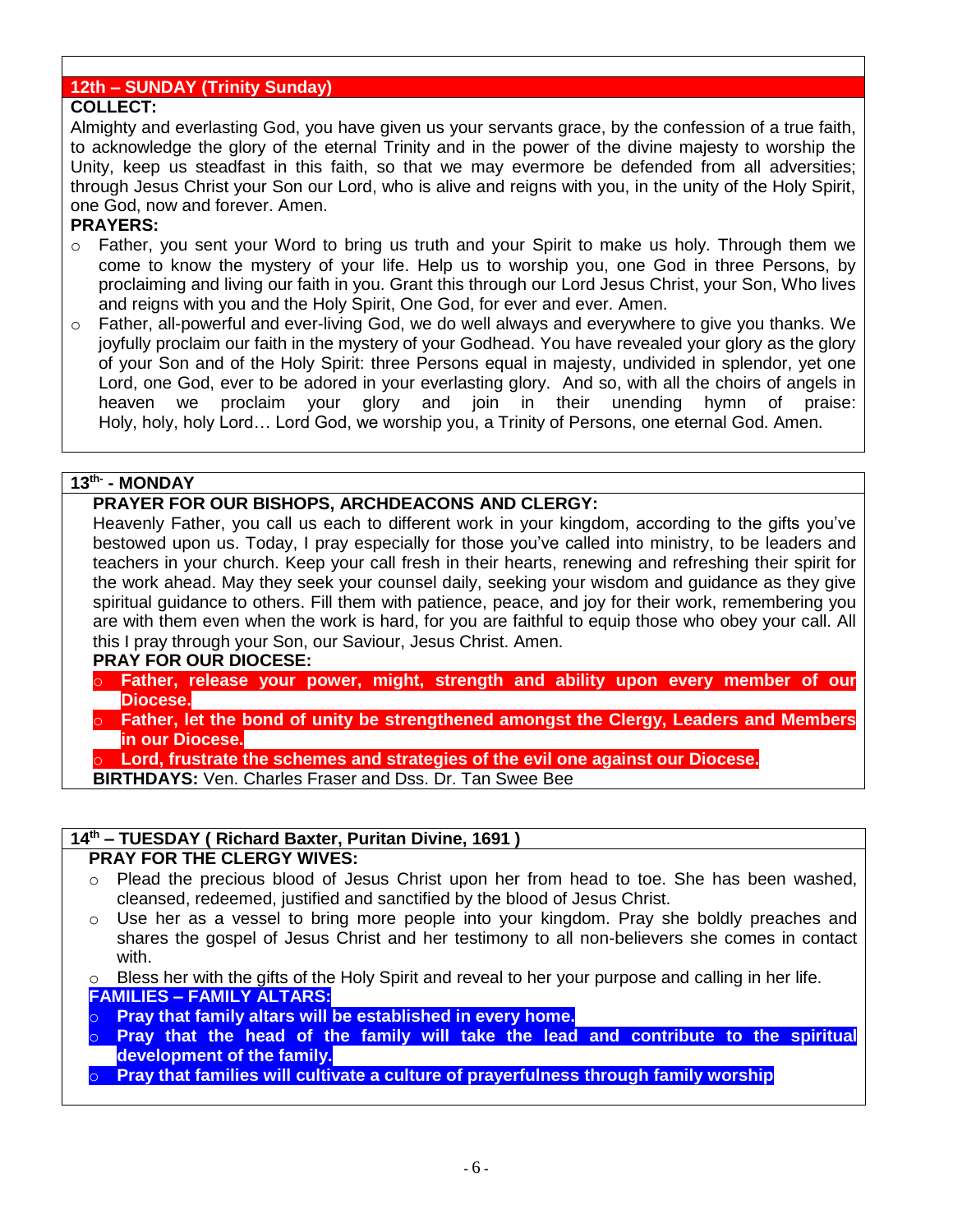## 12th – SUNDAY (Trinity Sunday)

**COLLECT:**

Almighty and everlasting God, you have given us your servants grace, by the confession of a true faith, to acknowledge the glory of the eternal Trinity and in the power of the divine majesty to worship the Unity, keep us steadfast in this faith, so that we may evermore be defended from all adversities; through Jesus Christ your Son our Lord, who is alive and reigns with you, in the unity of the Holy Spirit, one God, now and forever. Amen.

**PRAYERS:**

- Father, you sent your Word to bring us truth and your Spirit to make us holy. Through them we come to know the mystery of your life. Help us to worship you, one God in three Persons, by proclaiming and living our faith in you. Grant this through our Lord Jesus Christ, your Son, Who lives and reigns with you and the Holy Spirit, One God, for ever and ever. Amen.
- Father, all-powerful and ever-living God, we do well always and everywhere to give you thanks. We joyfully proclaim our faith in the mystery of your Godhead. You have revealed your glory as the glory of your Son and of the Holy Spirit: three Persons equal in majesty, undivided in splendor, yet one Lord, one God, ever to be adored in your everlasting glory. And so, with all the choirs of angels in heaven we proclaim your glory and join in their unending hymn of praise: Holy, holy, holy Lord… Lord God, we worship you, a Trinity of Persons, one eternal God. Amen.

## 13th - MONDAY

**PRAYER FOR OUR BISHOPS, ARCHDEACONS AND CLERGY:**

Heavenly Father, you call us each to different work in your kingdom, according to the gifts you've bestowed upon us. Today, I pray especially for those you've called into ministry, to be leaders and teachers in your church. Keep your call fresh in their hearts, renewing and refreshing their spirit for the work ahead. May they seek your counsel daily, seeking your wisdom and guidance as they give spiritual guidance to others. Fill them with patience, peace, and joy for their work, remembering you are with them even when the work is hard, for you are faithful to equip those who obey your call. All this I pray through your Son, our Saviour, Jesus Christ. Amen.

**PRAY FOR OUR DIOCESE:**

- **Father, release your power, might, strength and ability upon every member of our Diocese.**
- **Father, let the bond of unity be strengthened amongst the Clergy, Leaders and Members in our Diocese.**
- **Lord, frustrate the schemes and strategies of the evil one against our Diocese.**

**BIRTHDAYS:** Ven. Charles Fraser and Dss. Dr. Tan Swee Bee

## 14th – TUESDAY ( Richard Baxter, Puritan Divine, 1691 )

**PRAY FOR THE CLERGY WIVES:**

- Plead the precious blood of Jesus Christ upon her from head to toe. She has been washed, cleansed, redeemed, justified and sanctified by the blood of Jesus Christ.
- Use her as a vessel to bring more people into your kingdom. Pray she boldly preaches and shares the gospel of Jesus Christ and her testimony to all non-believers she comes in contact with.
- Bless her with the gifts of the Holy Spirit and reveal to her your purpose and calling in her life.

**FAMILIES – FAMILY ALTARS:**

- **Pray that family altars will be established in every home.**
- **Pray that the head of the family will take the lead and contribute to the spiritual development of the family.**
- **Pray that families will cultivate a culture of prayerfulness through family worship**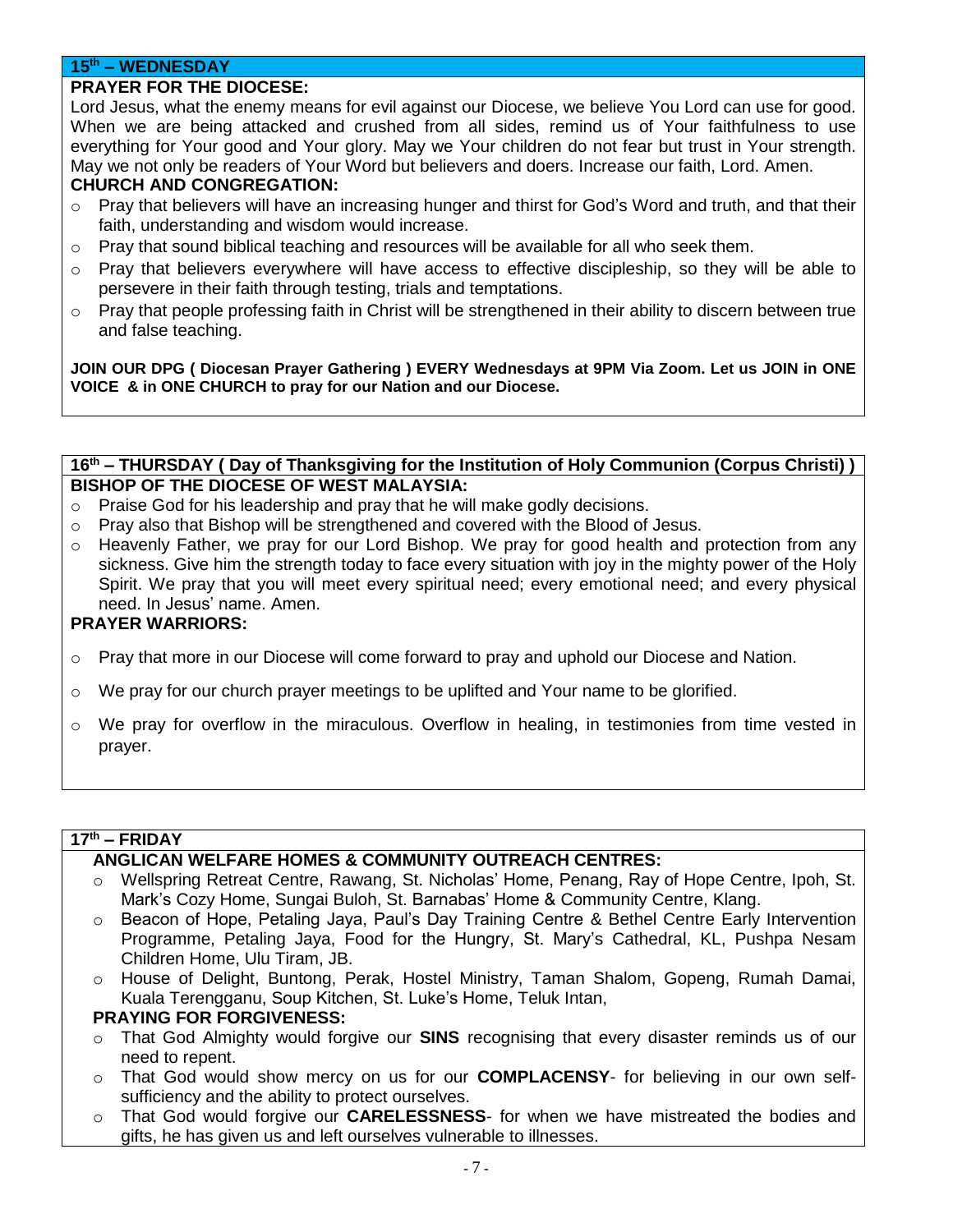## 15th – WEDNESDAY

**PRAYER FOR THE DIOCESE:**

Lord Jesus, what the enemy means for evil against our Diocese, we believe You Lord can use for good. When we are being attacked and crushed from all sides, remind us of Your faithfulness to use everything for Your good and Your glory. May we Your children do not fear but trust in Your strength. May we not only be readers of Your Word but believers and doers. Increase our faith, Lord. Amen.

**CHURCH AND CONGREGATION:**

- Pray that believers will have an increasing hunger and thirst for God's Word and truth, and that their faith, understanding and wisdom would increase.
- Pray that sound biblical teaching and resources will be available for all who seek them.
- Pray that believers everywhere will have access to effective discipleship, so they will be able to persevere in their faith through testing, trials and temptations.
- Pray that people professing faith in Christ will be strengthened in their ability to discern between true and false teaching.

**JOIN OUR DPG ( Diocesan Prayer Gathering ) EVERY Wednesdays at 9PM Via Zoom. Let us JOIN in ONE VOICE & in ONE CHURCH to pray for our Nation and our Diocese.**

## 16th – THURSDAY ( Day of Thanksgiving for the Institution of Holy Communion (Corpus Christi) )

**BISHOP OF THE DIOCESE OF WEST MALAYSIA:**

- Praise God for his leadership and pray that he will make godly decisions.
- Pray also that Bishop will be strengthened and covered with the Blood of Jesus.
- Heavenly Father, we pray for our Lord Bishop. We pray for good health and protection from any sickness. Give him the strength today to face every situation with joy in the mighty power of the Holy Spirit. We pray that you will meet every spiritual need; every emotional need; and every physical need. In Jesus' name. Amen.

**PRAYER WARRIORS:**

- Pray that more in our Diocese will come forward to pray and uphold our Diocese and Nation.
- We pray for our church prayer meetings to be uplifted and Your name to be glorified.
- We pray for overflow in the miraculous. Overflow in healing, in testimonies from time vested in prayer.

## 17th – FRIDAY

**ANGLICAN WELFARE HOMES & COMMUNITY OUTREACH CENTRES:**

- Wellspring Retreat Centre, Rawang, St. Nicholas' Home, Penang, Ray of Hope Centre, Ipoh, St. Mark's Cozy Home, Sungai Buloh, St. Barnabas' Home & Community Centre, Klang.
- Beacon of Hope, Petaling Jaya, Paul's Day Training Centre & Bethel Centre Early Intervention Programme, Petaling Jaya, Food for the Hungry, St. Mary's Cathedral, KL, Pushpa Nesam Children Home, Ulu Tiram, JB.
- House of Delight, Buntong, Perak, Hostel Ministry, Taman Shalom, Gopeng, Rumah Damai, Kuala Terengganu, Soup Kitchen, St. Luke's Home, Teluk Intan,

**PRAYING FOR FORGIVENESS:**

- That God Almighty would forgive our **SINS** recognising that every disaster reminds us of our need to repent.
- That God would show mercy on us for our **COMPLACENSY**- for believing in our own self-sufficiency and the ability to protect ourselves.
- That God would forgive our **CARELESSNESS**- for when we have mistreated the bodies and gifts, he has given us and left ourselves vulnerable to illnesses.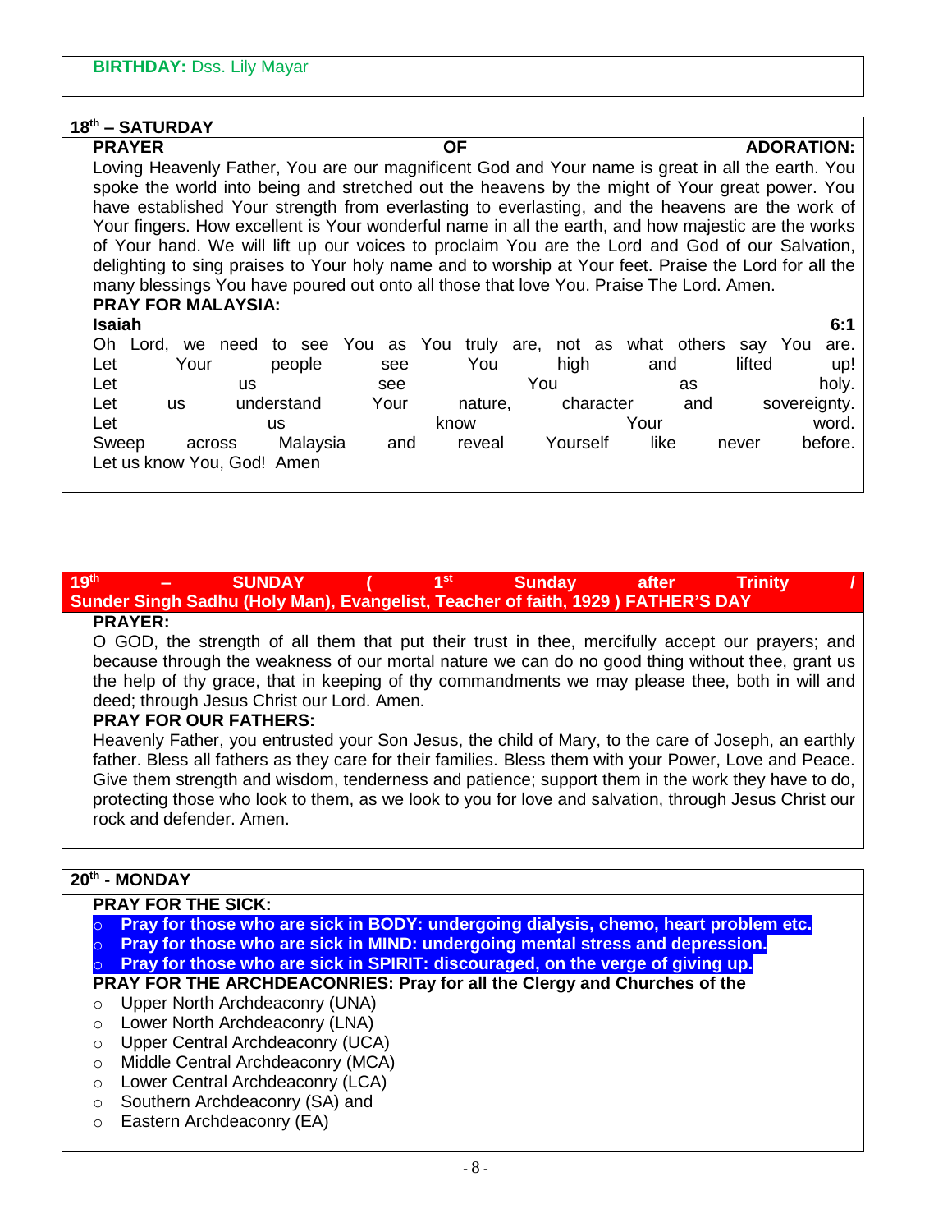**BIRTHDAY:** Dss. Lily Mayar

## 18th – SATURDAY

**PRAYER OF ADORATION:**

Loving Heavenly Father, You are our magnificent God and Your name is great in all the earth. You spoke the world into being and stretched out the heavens by the might of Your great power. You have established Your strength from everlasting to everlasting, and the heavens are the work of Your fingers. How excellent is Your wonderful name in all the earth, and how majestic are the works of Your hand. We will lift up our voices to proclaim You are the Lord and God of our Salvation, delighting to sing praises to Your holy name and to worship at Your feet. Praise the Lord for all the many blessings You have poured out onto all those that love You. Praise The Lord. Amen.

**PRAY FOR MALAYSIA:**

**Isaiah 6:1**

Oh Lord, we need to see You as You truly are, not as what others say You are.
Let Your people see You high and lifted up!
Let us see You as holy.
Let us understand Your nature, character and sovereignty.
Let us know Your word.
Sweep across Malaysia and reveal Yourself like never before.
Let us know You, God! Amen

## 19th – SUNDAY ( 1st Sunday after Trinity / Sunder Singh Sadhu (Holy Man), Evangelist, Teacher of faith, 1929 ) FATHER'S DAY

**PRAYER:**

O GOD, the strength of all them that put their trust in thee, mercifully accept our prayers; and because through the weakness of our mortal nature we can do no good thing without thee, grant us the help of thy grace, that in keeping of thy commandments we may please thee, both in will and deed; through Jesus Christ our Lord. Amen.

**PRAY FOR OUR FATHERS:**

Heavenly Father, you entrusted your Son Jesus, the child of Mary, to the care of Joseph, an earthly father. Bless all fathers as they care for their families. Bless them with your Power, Love and Peace. Give them strength and wisdom, tenderness and patience; support them in the work they have to do, protecting those who look to them, as we look to you for love and salvation, through Jesus Christ our rock and defender. Amen.

## 20th - MONDAY

**PRAY FOR THE SICK:**

- **Pray for those who are sick in BODY: undergoing dialysis, chemo, heart problem etc.**
- **Pray for those who are sick in MIND: undergoing mental stress and depression.**
- **Pray for those who are sick in SPIRIT: discouraged, on the verge of giving up.**

**PRAY FOR THE ARCHDEACONRIES: Pray for all the Clergy and Churches of the**

- Upper North Archdeaconry (UNA)
- Lower North Archdeaconry (LNA)
- Upper Central Archdeaconry (UCA)
- Middle Central Archdeaconry (MCA)
- Lower Central Archdeaconry (LCA)
- Southern Archdeaconry (SA) and
- Eastern Archdeaconry (EA)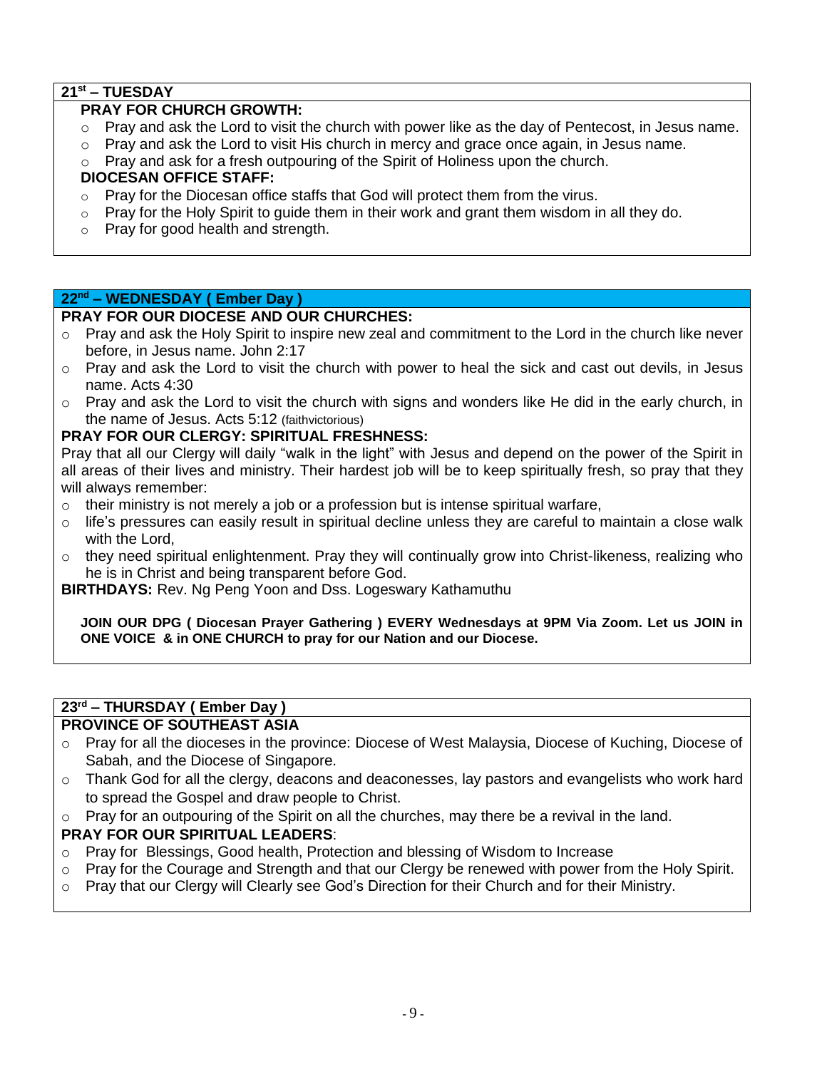## 21st – TUESDAY

**PRAY FOR CHURCH GROWTH:**

- Pray and ask the Lord to visit the church with power like as the day of Pentecost, in Jesus name.
- Pray and ask the Lord to visit His church in mercy and grace once again, in Jesus name.
- Pray and ask for a fresh outpouring of the Spirit of Holiness upon the church.

**DIOCESAN OFFICE STAFF:**

- Pray for the Diocesan office staffs that God will protect them from the virus.
- Pray for the Holy Spirit to guide them in their work and grant them wisdom in all they do.
- Pray for good health and strength.

## 22nd – WEDNESDAY ( Ember Day )

**PRAY FOR OUR DIOCESE AND OUR CHURCHES:**

- Pray and ask the Holy Spirit to inspire new zeal and commitment to the Lord in the church like never before, in Jesus name. John 2:17
- Pray and ask the Lord to visit the church with power to heal the sick and cast out devils, in Jesus name. Acts 4:30
- Pray and ask the Lord to visit the church with signs and wonders like He did in the early church, in the name of Jesus. Acts 5:12 (faithvictorious)

**PRAY FOR OUR CLERGY: SPIRITUAL FRESHNESS:**

Pray that all our Clergy will daily "walk in the light" with Jesus and depend on the power of the Spirit in all areas of their lives and ministry. Their hardest job will be to keep spiritually fresh, so pray that they will always remember:

- their ministry is not merely a job or a profession but is intense spiritual warfare,
- life's pressures can easily result in spiritual decline unless they are careful to maintain a close walk with the Lord,
- they need spiritual enlightenment. Pray they will continually grow into Christ-likeness, realizing who he is in Christ and being transparent before God.

**BIRTHDAYS:** Rev. Ng Peng Yoon and Dss. Logeswary Kathamuthu

**JOIN OUR DPG ( Diocesan Prayer Gathering ) EVERY Wednesdays at 9PM Via Zoom. Let us JOIN in ONE VOICE & in ONE CHURCH to pray for our Nation and our Diocese.**

## 23rd – THURSDAY ( Ember Day )

**PROVINCE OF SOUTHEAST ASIA**

- Pray for all the dioceses in the province: Diocese of West Malaysia, Diocese of Kuching, Diocese of Sabah, and the Diocese of Singapore.
- Thank God for all the clergy, deacons and deaconesses, lay pastors and evangelists who work hard to spread the Gospel and draw people to Christ.
- Pray for an outpouring of the Spirit on all the churches, may there be a revival in the land.

**PRAY FOR OUR SPIRITUAL LEADERS**:

- Pray for Blessings, Good health, Protection and blessing of Wisdom to Increase
- Pray for the Courage and Strength and that our Clergy be renewed with power from the Holy Spirit.
- Pray that our Clergy will Clearly see God's Direction for their Church and for their Ministry.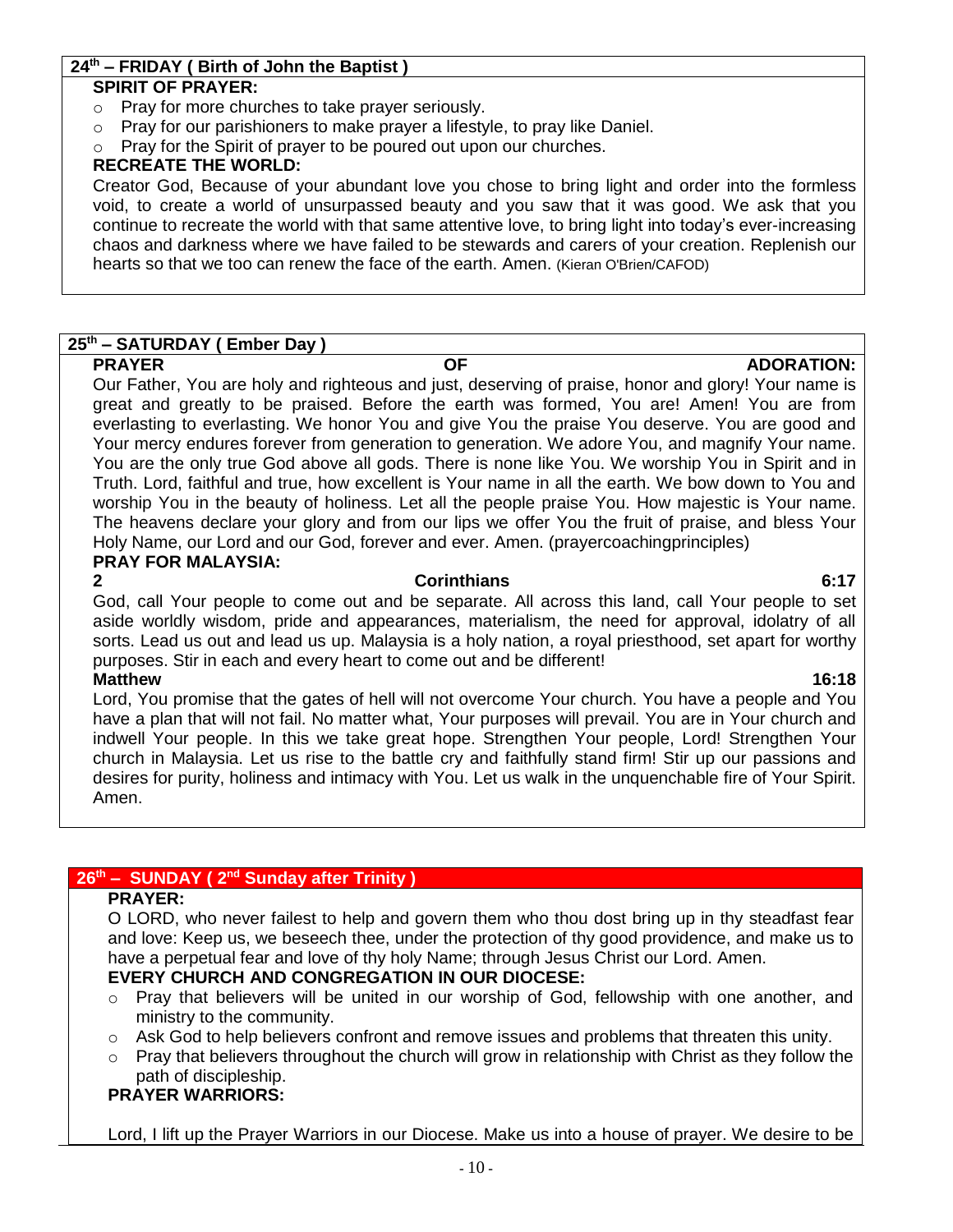### 24th – FRIDAY ( Birth of John the Baptist )

**SPIRIT OF PRAYER:**

- Pray for more churches to take prayer seriously.
- Pray for our parishioners to make prayer a lifestyle, to pray like Daniel.
- Pray for the Spirit of prayer to be poured out upon our churches.

**RECREATE THE WORLD:**

Creator God, Because of your abundant love you chose to bring light and order into the formless void, to create a world of unsurpassed beauty and you saw that it was good. We ask that you continue to recreate the world with that same attentive love, to bring light into today's ever-increasing chaos and darkness where we have failed to be stewards and carers of your creation. Replenish our hearts so that we too can renew the face of the earth. Amen. (Kieran O'Brien/CAFOD)

### 25th – SATURDAY ( Ember Day )

**PRAYER OF ADORATION:**

Our Father, You are holy and righteous and just, deserving of praise, honor and glory! Your name is great and greatly to be praised. Before the earth was formed, You are! Amen! You are from everlasting to everlasting. We honor You and give You the praise You deserve. You are good and Your mercy endures forever from generation to generation. We adore You, and magnify Your name. You are the only true God above all gods. There is none like You. We worship You in Spirit and in Truth. Lord, faithful and true, how excellent is Your name in all the earth. We bow down to You and worship You in the beauty of holiness. Let all the people praise You. How majestic is Your name. The heavens declare your glory and from our lips we offer You the fruit of praise, and bless Your Holy Name, our Lord and our God, forever and ever. Amen. (prayercoachingprinciples)

**PRAY FOR MALAYSIA:**

**2 Corinthians 6:17**

God, call Your people to come out and be separate. All across this land, call Your people to set aside worldly wisdom, pride and appearances, materialism, the need for approval, idolatry of all sorts. Lead us out and lead us up. Malaysia is a holy nation, a royal priesthood, set apart for worthy purposes. Stir in each and every heart to come out and be different!

**Matthew 16:18**

Lord, You promise that the gates of hell will not overcome Your church. You have a people and You have a plan that will not fail. No matter what, Your purposes will prevail. You are in Your church and indwell Your people. In this we take great hope. Strengthen Your people, Lord! Strengthen Your church in Malaysia. Let us rise to the battle cry and faithfully stand firm! Stir up our passions and desires for purity, holiness and intimacy with You. Let us walk in the unquenchable fire of Your Spirit. Amen.

### 26th – SUNDAY ( 2nd Sunday after Trinity )

**PRAYER:**

O LORD, who never failest to help and govern them who thou dost bring up in thy steadfast fear and love: Keep us, we beseech thee, under the protection of thy good providence, and make us to have a perpetual fear and love of thy holy Name; through Jesus Christ our Lord. Amen.

**EVERY CHURCH AND CONGREGATION IN OUR DIOCESE:**

- Pray that believers will be united in our worship of God, fellowship with one another, and ministry to the community.
- Ask God to help believers confront and remove issues and problems that threaten this unity.
- Pray that believers throughout the church will grow in relationship with Christ as they follow the path of discipleship.

**PRAYER WARRIORS:**

Lord, I lift up the Prayer Warriors in our Diocese. Make us into a house of prayer. We desire to be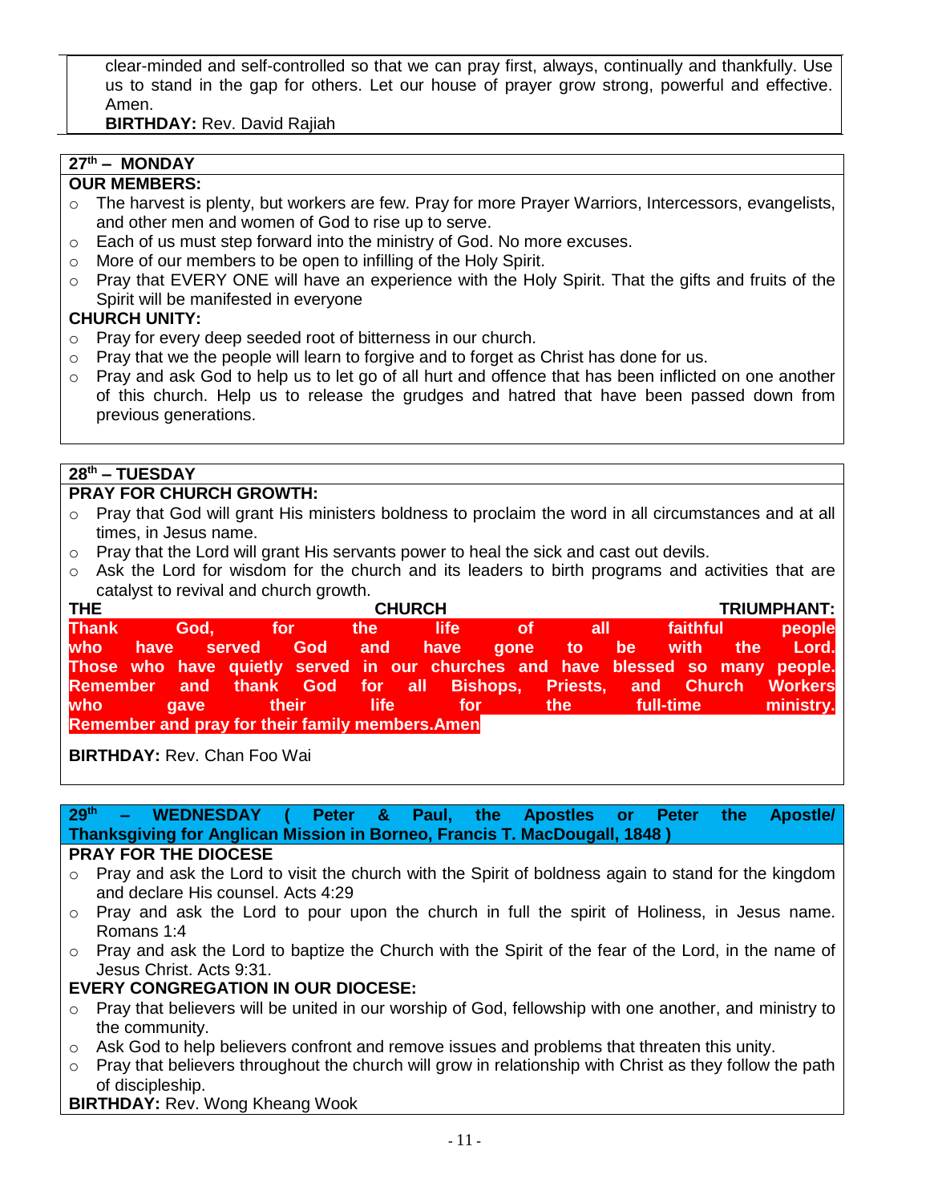clear-minded and self-controlled so that we can pray first, always, continually and thankfully. Use us to stand in the gap for others. Let our house of prayer grow strong, powerful and effective. Amen.

**BIRTHDAY:** Rev. David Rajiah

## 27th – MONDAY

**OUR MEMBERS:**

- The harvest is plenty, but workers are few. Pray for more Prayer Warriors, Intercessors, evangelists, and other men and women of God to rise up to serve.
- Each of us must step forward into the ministry of God. No more excuses.
- More of our members to be open to infilling of the Holy Spirit.
- Pray that EVERY ONE will have an experience with the Holy Spirit. That the gifts and fruits of the Spirit will be manifested in everyone

**CHURCH UNITY:**

- Pray for every deep seeded root of bitterness in our church.
- Pray that we the people will learn to forgive and to forget as Christ has done for us.
- Pray and ask God to help us to let go of all hurt and offence that has been inflicted on one another of this church. Help us to release the grudges and hatred that have been passed down from previous generations.

## 28th – TUESDAY

**PRAY FOR CHURCH GROWTH:**

- Pray that God will grant His ministers boldness to proclaim the word in all circumstances and at all times, in Jesus name.
- Pray that the Lord will grant His servants power to heal the sick and cast out devils.
- Ask the Lord for wisdom for the church and its leaders to birth programs and activities that are catalyst to revival and church growth.

**THE CHURCH TRIUMPHANT:**

**Thank God, for the life of all faithful people who have served God and have gone to be with the Lord. Those who have quietly served in our churches and have blessed so many people. Remember and thank God for all Bishops, Priests, and Church Workers who gave their life for the full-time ministry. Remember and pray for their family members.Amen**

**BIRTHDAY:** Rev. Chan Foo Wai

## 29th – WEDNESDAY ( Peter & Paul, the Apostles or Peter the Apostle/ Thanksgiving for Anglican Mission in Borneo, Francis T. MacDougall, 1848 )

**PRAY FOR THE DIOCESE**

- Pray and ask the Lord to visit the church with the Spirit of boldness again to stand for the kingdom and declare His counsel. Acts 4:29
- Pray and ask the Lord to pour upon the church in full the spirit of Holiness, in Jesus name. Romans 1:4
- Pray and ask the Lord to baptize the Church with the Spirit of the fear of the Lord, in the name of Jesus Christ. Acts 9:31.

**EVERY CONGREGATION IN OUR DIOCESE:**

- Pray that believers will be united in our worship of God, fellowship with one another, and ministry to the community.
- Ask God to help believers confront and remove issues and problems that threaten this unity.
- Pray that believers throughout the church will grow in relationship with Christ as they follow the path of discipleship.

**BIRTHDAY:** Rev. Wong Kheang Wook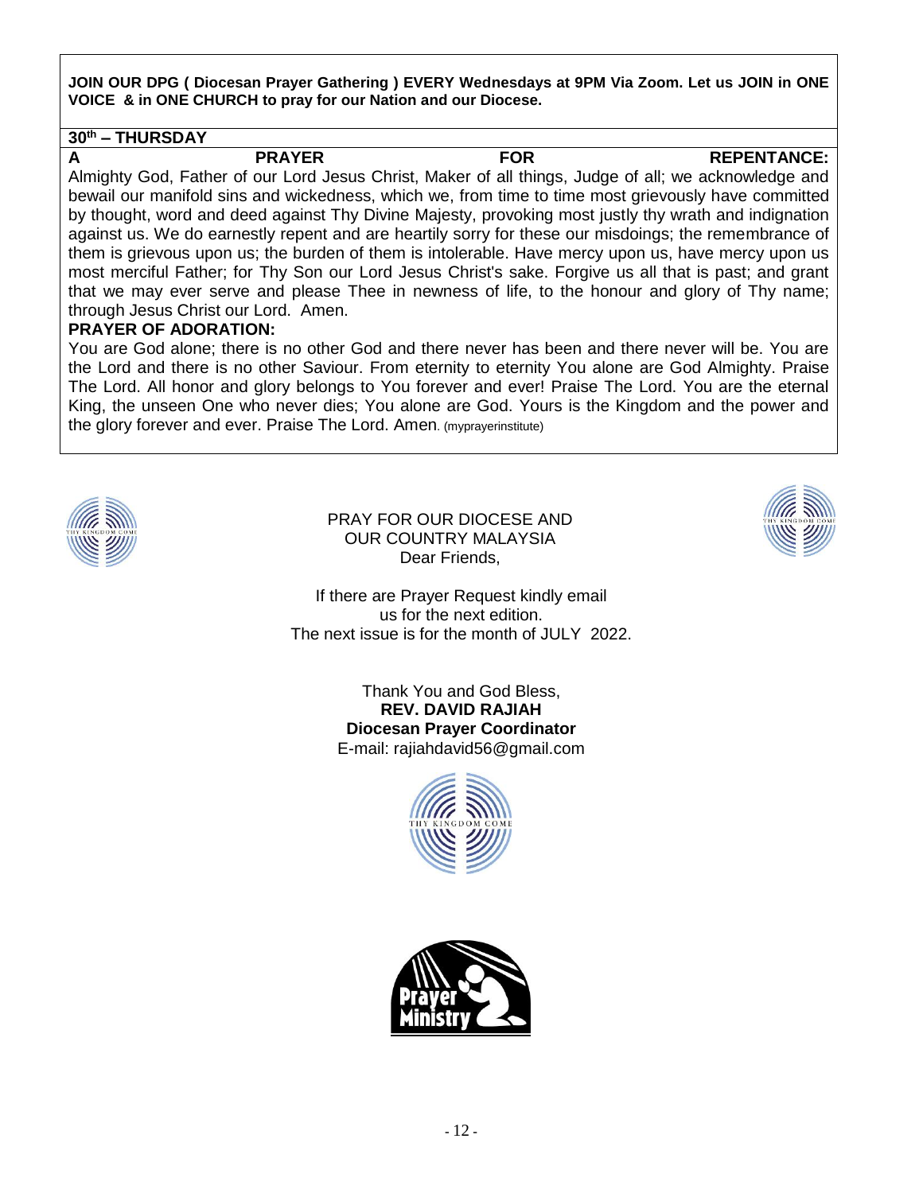**JOIN OUR DPG ( Diocesan Prayer Gathering ) EVERY Wednesdays at 9PM Via Zoom. Let us JOIN in ONE VOICE & in ONE CHURCH to pray for our Nation and our Diocese.**

**30th – THURSDAY**

**A PRAYER FOR REPENTANCE:**

Almighty God, Father of our Lord Jesus Christ, Maker of all things, Judge of all; we acknowledge and bewail our manifold sins and wickedness, which we, from time to time most grievously have committed by thought, word and deed against Thy Divine Majesty, provoking most justly thy wrath and indignation against us. We do earnestly repent and are heartily sorry for these our misdoings; the remembrance of them is grievous upon us; the burden of them is intolerable. Have mercy upon us, have mercy upon us most merciful Father; for Thy Son our Lord Jesus Christ's sake. Forgive us all that is past; and grant that we may ever serve and please Thee in newness of life, to the honour and glory of Thy name; through Jesus Christ our Lord. Amen.

**PRAYER OF ADORATION:**

You are God alone; there is no other God and there never has been and there never will be. You are the Lord and there is no other Saviour. From eternity to eternity You alone are God Almighty. Praise The Lord. All honor and glory belongs to You forever and ever! Praise The Lord. You are the eternal King, the unseen One who never dies; You alone are God. Yours is the Kingdom and the power and the glory forever and ever. Praise The Lord. Amen. (myprayerinstitute)

PRAY FOR OUR DIOCESE AND OUR COUNTRY MALAYSIA

Dear Friends,

If there are Prayer Request kindly email us for the next edition. The next issue is for the month of JULY 2022.

Thank You and God Bless,

**REV. DAVID RAJIAH**

**Diocesan Prayer Coordinator**

E-mail: rajiahdavid56@gmail.com